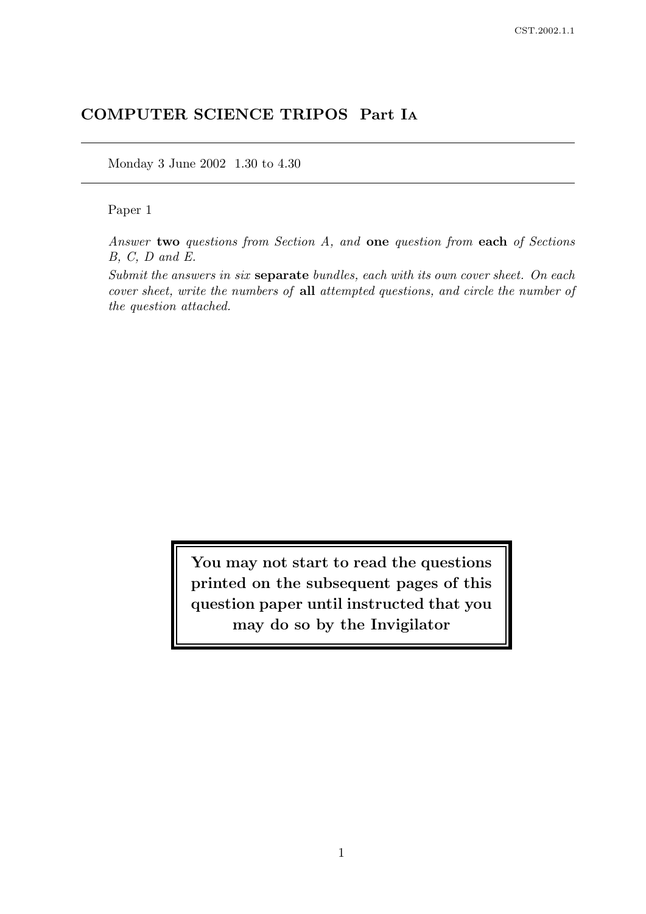# COMPUTER SCIENCE TRIPOS Part IA

Monday 3 June 2002 1.30 to 4.30

Paper 1

*Answer* **two** *questions from Section A, and* **one** *question from* **each** *of Sections B, C, D and E.*

*Submit the answers in six* **separate** *bundles, each with its own cover sheet. On each cover sheet, write the numbers of* **all** *attempted questions, and circle the number of the question attached.*

**You may not start to read the questions printed on the subsequent pages of this question paper until instructed that you may do so by the Invigilator**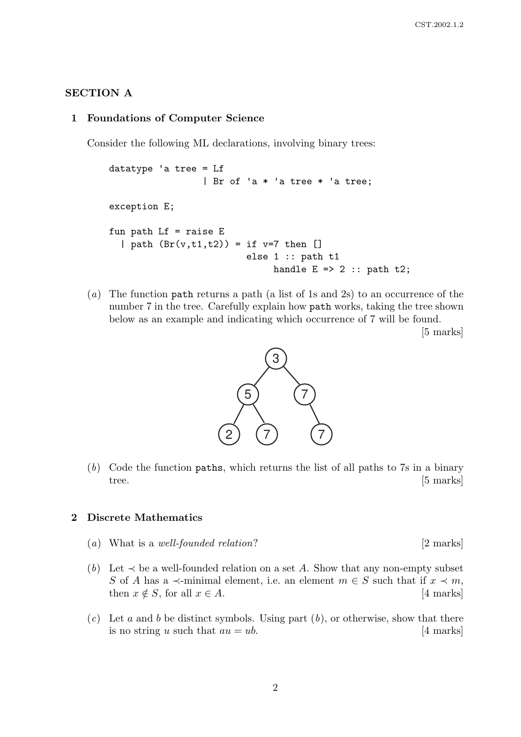## SECTION A

### 1 Foundations of Computer Science

Consider the following ML declarations, involving binary trees:

```
datatype 'a tree = Lf
                 | Br of 'a * 'a tree * 'a tree;

exception E;

fun path Lf = raise E
  | path (Br(v,t1,t2)) = if v=7 then []
                         else 1 :: path t1
                              handle E => 2 :: path t2;
```

(*a*) The function `path` returns a path (a list of 1s and 2s) to an occurrence of the number 7 in the tree. Carefully explain how `path` works, taking the tree shown below as an example and indicating which occurrence of 7 will be found. [5 marks]

(*b*) Code the function `paths`, which returns the list of all paths to 7s in a binary tree. [5 marks]

### 2 Discrete Mathematics

(*a*) What is a *well-founded relation*? [2 marks]

(*b*) Let $\prec$ be a well-founded relation on a set $A$. Show that any non-empty subset $S$ of $A$ has a $\prec$-minimal element, i.e. an element $m \in S$ such that if $x \prec m$, then $x \notin S$, for all $x \in A$. [4 marks]

(*c*) Let $a$ and $b$ be distinct symbols. Using part (*b*), or otherwise, show that there is no string $u$ such that $au = ub$. [4 marks]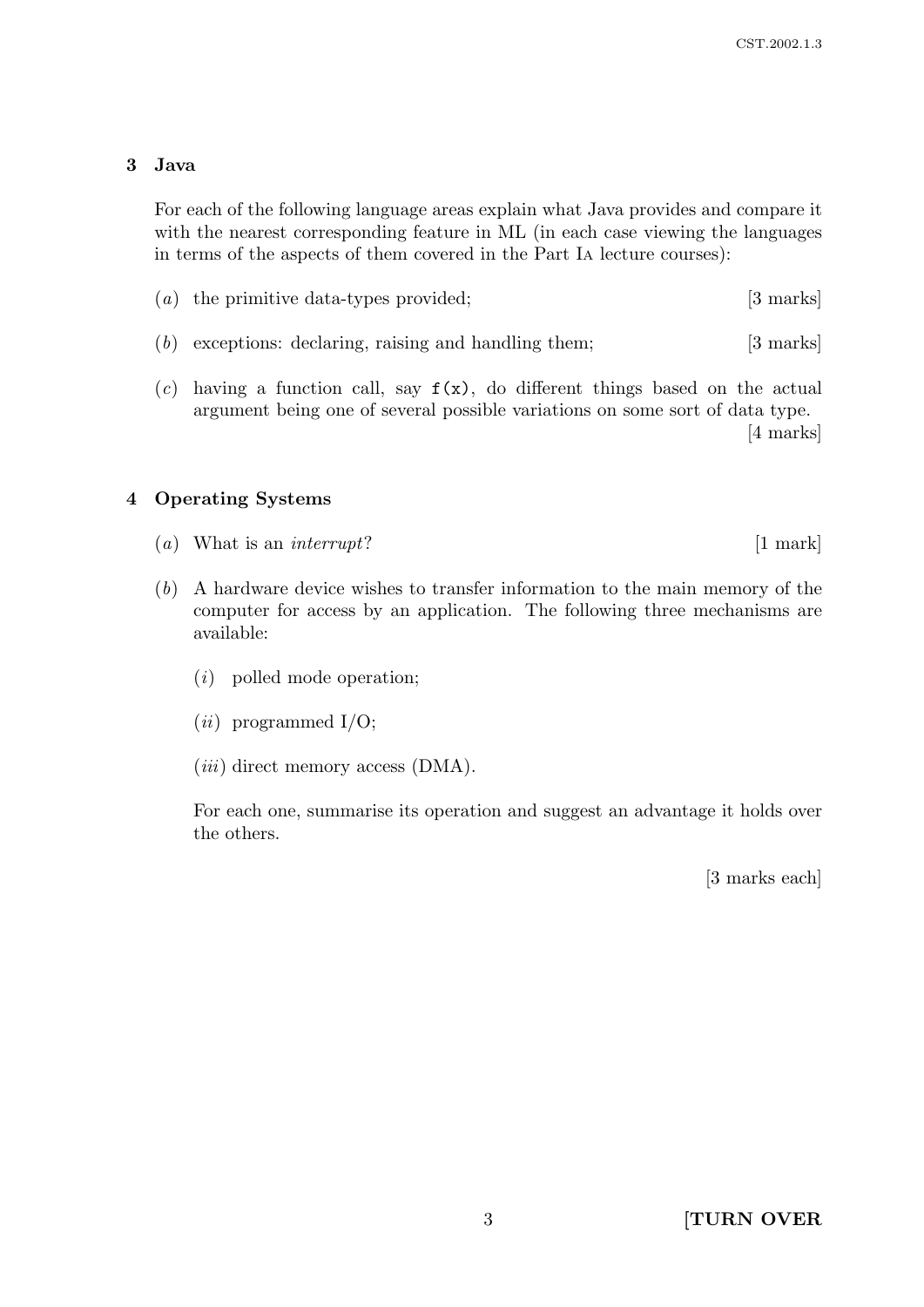## 3 Java

For each of the following language areas explain what Java provides and compare it with the nearest corresponding feature in ML (in each case viewing the languages in terms of the aspects of them covered in the Part IA lecture courses):

(*a*) the primitive data-types provided; [3 marks]

(*b*) exceptions: declaring, raising and handling them; [3 marks]

(*c*) having a function call, say `f(x)`, do different things based on the actual argument being one of several possible variations on some sort of data type. [4 marks]

## 4 Operating Systems

(*a*) What is an *interrupt*? [1 mark]

(*b*) A hardware device wishes to transfer information to the main memory of the computer for access by an application. The following three mechanisms are available:

(*i*) polled mode operation;

(*ii*) programmed I/O;

(*iii*) direct memory access (DMA).

For each one, summarise its operation and suggest an advantage it holds over the others.

[3 marks each]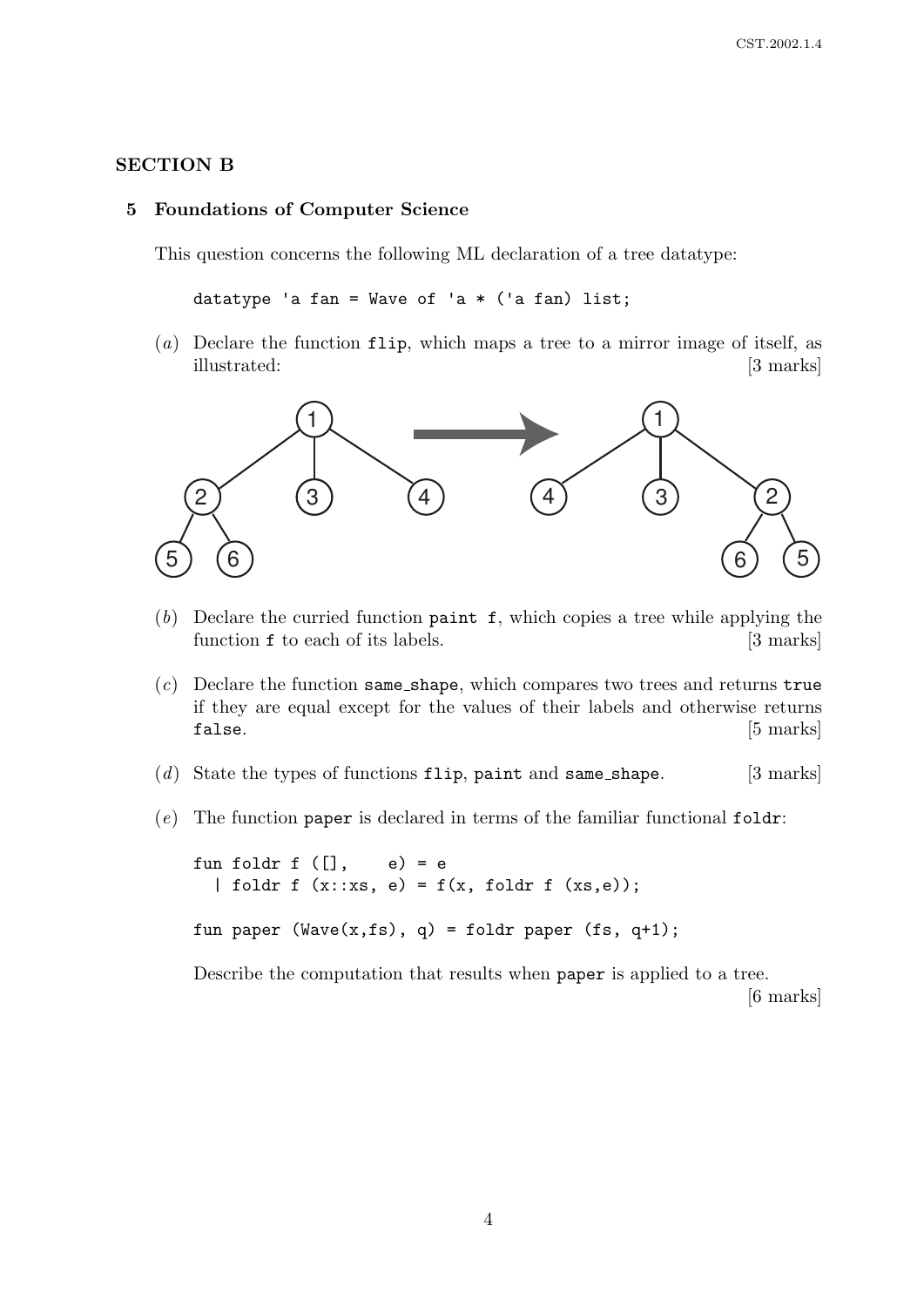## SECTION B

### 5 Foundations of Computer Science

This question concerns the following ML declaration of a tree datatype:

```
datatype 'a fan = Wave of 'a * ('a fan) list;
```

(*a*) Declare the function `flip`, which maps a tree to a mirror image of itself, as illustrated: [3 marks]

(*b*) Declare the curried function `paint f`, which copies a tree while applying the function `f` to each of its labels. [3 marks]

(*c*) Declare the function `same_shape`, which compares two trees and returns `true` if they are equal except for the values of their labels and otherwise returns `false`. [5 marks]

(*d*) State the types of functions `flip`, `paint` and `same_shape`. [3 marks]

(*e*) The function `paper` is declared in terms of the familiar functional `foldr`:

```
fun foldr f ([],    e) = e
  | foldr f (x::xs, e) = f(x, foldr f (xs,e));

fun paper (Wave(x,fs), q) = foldr paper (fs, q+1);
```

Describe the computation that results when `paper` is applied to a tree. [6 marks]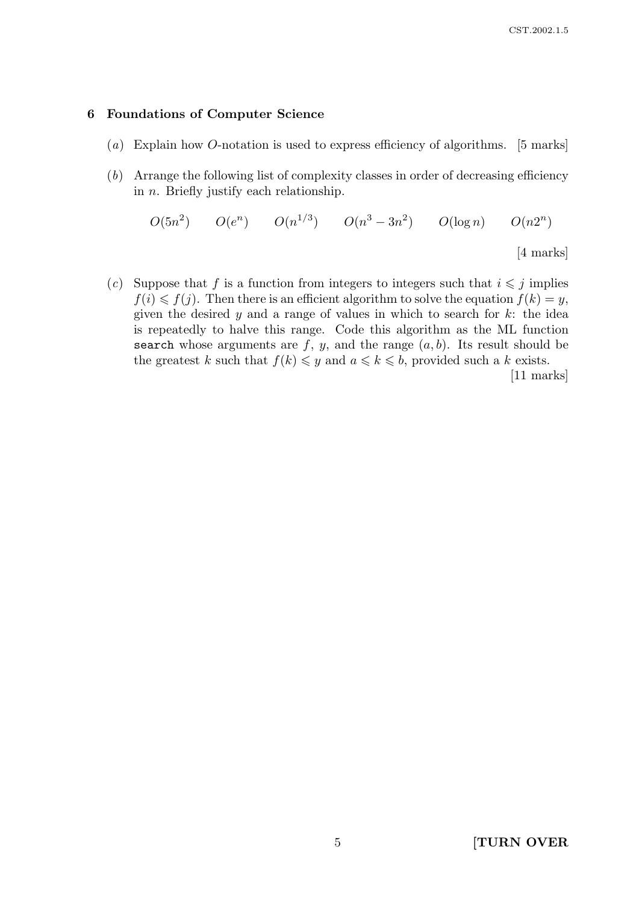## 6 Foundations of Computer Science

(*a*) Explain how $O$-notation is used to express efficiency of algorithms. [5 marks]

(*b*) Arrange the following list of complexity classes in order of decreasing efficiency in $n$. Briefly justify each relationship.

$$O(5n^2) \qquad O(e^n) \qquad O(n^{1/3}) \qquad O(n^3 - 3n^2) \qquad O(\log n) \qquad O(n2^n)$$

[4 marks]

(*c*) Suppose that $f$ is a function from integers to integers such that $i \leqslant j$ implies $f(i) \leqslant f(j)$. Then there is an efficient algorithm to solve the equation $f(k) = y$, given the desired $y$ and a range of values in which to search for $k$: the idea is repeatedly to halve this range. Code this algorithm as the ML function `search` whose arguments are $f$, $y$, and the range $(a, b)$. Its result should be the greatest $k$ such that $f(k) \leqslant y$ and $a \leqslant k \leqslant b$, provided such a $k$ exists.

[11 marks]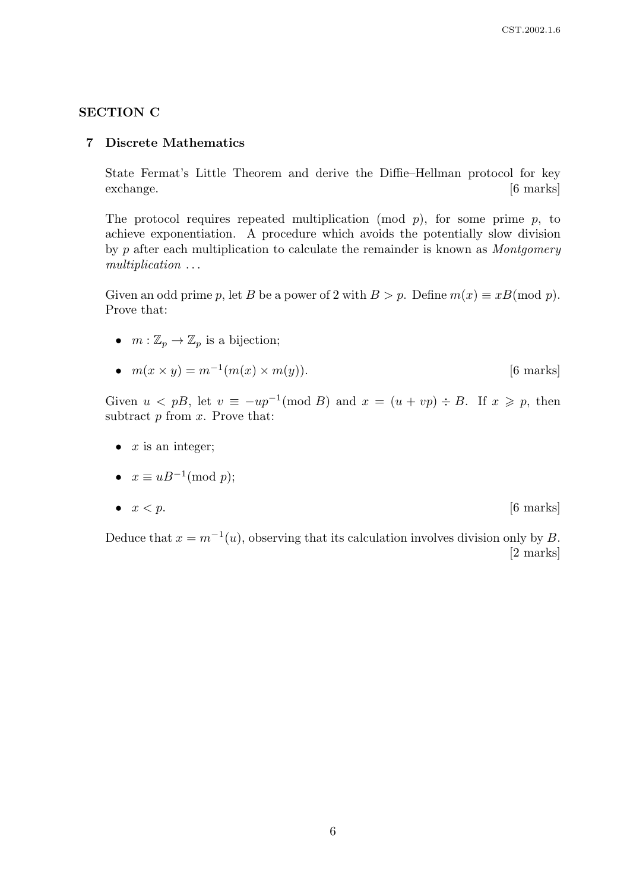## SECTION C

### 7 Discrete Mathematics

State Fermat's Little Theorem and derive the Diffie–Hellman protocol for key exchange. [6 marks]

The protocol requires repeated multiplication (mod $p$), for some prime $p$, to achieve exponentiation. A procedure which avoids the potentially slow division by $p$ after each multiplication to calculate the remainder is known as *Montgomery multiplication* ...

Given an odd prime $p$, let $B$ be a power of 2 with $B > p$. Define $m(x) \equiv xB(\text{mod } p)$. Prove that:

- $m : \mathbb{Z}_p \to \mathbb{Z}_p$ is a bijection;
- $m(x \times y) = m^{-1}(m(x) \times m(y))$. [6 marks]

Given $u < pB$, let $v \equiv -up^{-1}(\text{mod } B)$ and $x = (u + vp) \div B$. If $x \geqslant p$, then subtract $p$ from $x$. Prove that:

- $x$ is an integer;
- $x \equiv uB^{-1}(\text{mod } p)$;
- $x < p$. [6 marks]

Deduce that $x = m^{-1}(u)$, observing that its calculation involves division only by $B$. [2 marks]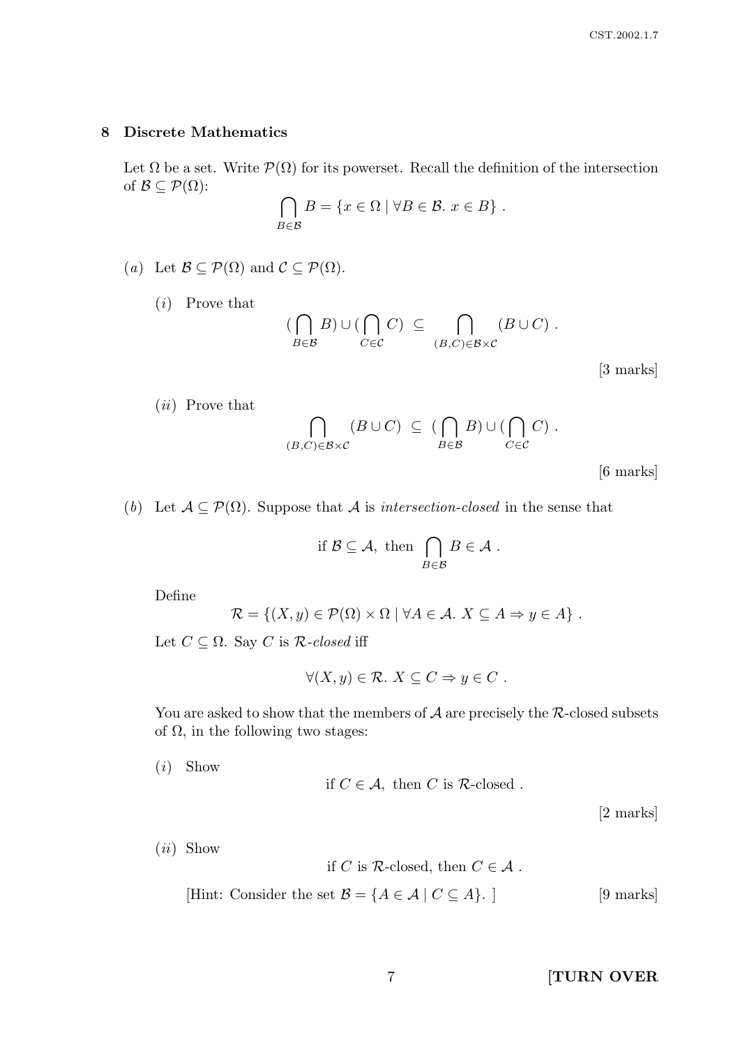## 8 Discrete Mathematics

Let $\Omega$ be a set. Write $\mathcal{P}(\Omega)$ for its powerset. Recall the definition of the intersection of $\mathcal{B} \subseteq \mathcal{P}(\Omega)$:

$$\bigcap_{B \in \mathcal{B}} B = \{x \in \Omega \mid \forall B \in \mathcal{B}.\ x \in B\} .$$

(*a*) Let $\mathcal{B} \subseteq \mathcal{P}(\Omega)$ and $\mathcal{C} \subseteq \mathcal{P}(\Omega)$.

(*i*) Prove that

$$(\bigcap_{B \in \mathcal{B}} B) \cup (\bigcap_{C \in \mathcal{C}} C) \ \subseteq \ \bigcap_{(B,C) \in \mathcal{B} \times \mathcal{C}} (B \cup C) .$$

[3 marks]

(*ii*) Prove that

$$\bigcap_{(B,C) \in \mathcal{B} \times \mathcal{C}} (B \cup C) \ \subseteq \ (\bigcap_{B \in \mathcal{B}} B) \cup (\bigcap_{C \in \mathcal{C}} C) .$$

[6 marks]

(*b*) Let $\mathcal{A} \subseteq \mathcal{P}(\Omega)$. Suppose that $\mathcal{A}$ is *intersection-closed* in the sense that

$$\text{if } \mathcal{B} \subseteq \mathcal{A}, \text{ then } \bigcap_{B \in \mathcal{B}} B \in \mathcal{A} .$$

Define

$$\mathcal{R} = \{(X, y) \in \mathcal{P}(\Omega) \times \Omega \mid \forall A \in \mathcal{A}.\ X \subseteq A \Rightarrow y \in A\} .$$

Let $C \subseteq \Omega$. Say $C$ is $\mathcal{R}$-*closed* iff

$$\forall (X, y) \in \mathcal{R}.\ X \subseteq C \Rightarrow y \in C .$$

You are asked to show that the members of $\mathcal{A}$ are precisely the $\mathcal{R}$-closed subsets of $\Omega$, in the following two stages:

(*i*) Show

$$\text{if } C \in \mathcal{A}, \text{ then } C \text{ is } \mathcal{R}\text{-closed} .$$

[2 marks]

(*ii*) Show

$$\text{if } C \text{ is } \mathcal{R}\text{-closed, then } C \in \mathcal{A} .$$

[Hint: Consider the set $\mathcal{B} = \{A \in \mathcal{A} \mid C \subseteq A\}$. ] [9 marks]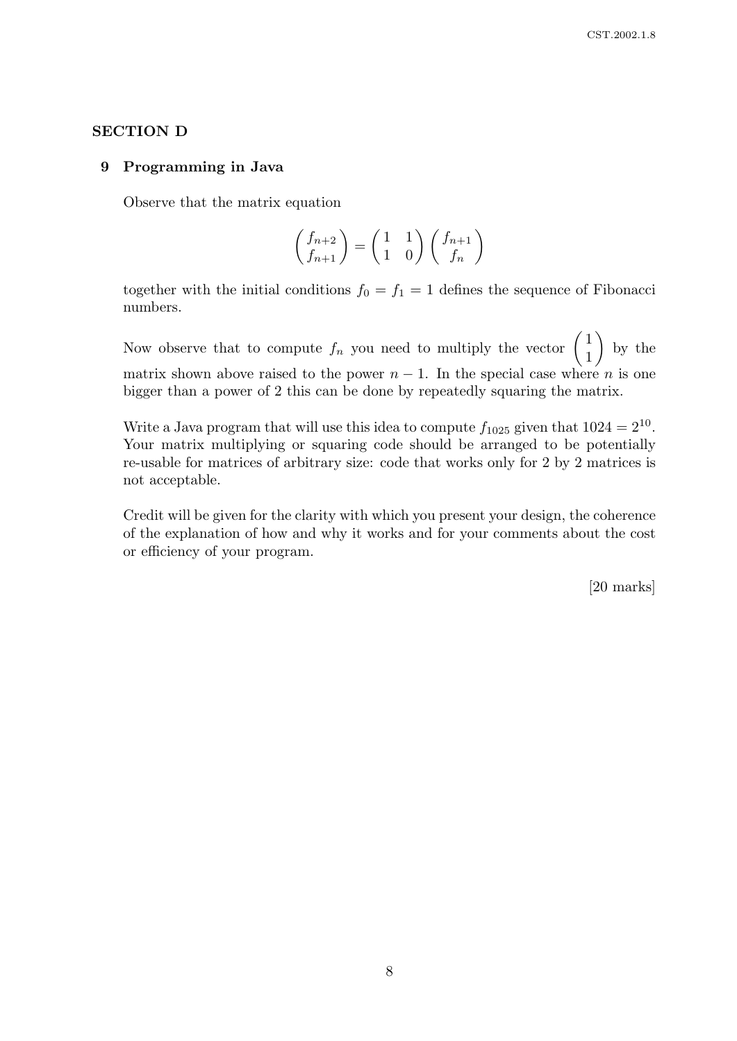## SECTION D

### 9 Programming in Java

Observe that the matrix equation

$$\begin{pmatrix} f_{n+2} \\ f_{n+1} \end{pmatrix} = \begin{pmatrix} 1 & 1 \\ 1 & 0 \end{pmatrix} \begin{pmatrix} f_{n+1} \\ f_n \end{pmatrix}$$

together with the initial conditions $f_0 = f_1 = 1$ defines the sequence of Fibonacci numbers.

Now observe that to compute $f_n$ you need to multiply the vector $\begin{pmatrix} 1 \\ 1 \end{pmatrix}$ by the matrix shown above raised to the power $n - 1$. In the special case where $n$ is one bigger than a power of 2 this can be done by repeatedly squaring the matrix.

Write a Java program that will use this idea to compute $f_{1025}$ given that $1024 = 2^{10}$. Your matrix multiplying or squaring code should be arranged to be potentially re-usable for matrices of arbitrary size: code that works only for 2 by 2 matrices is not acceptable.

Credit will be given for the clarity with which you present your design, the coherence of the explanation of how and why it works and for your comments about the cost or efficiency of your program.

[20 marks]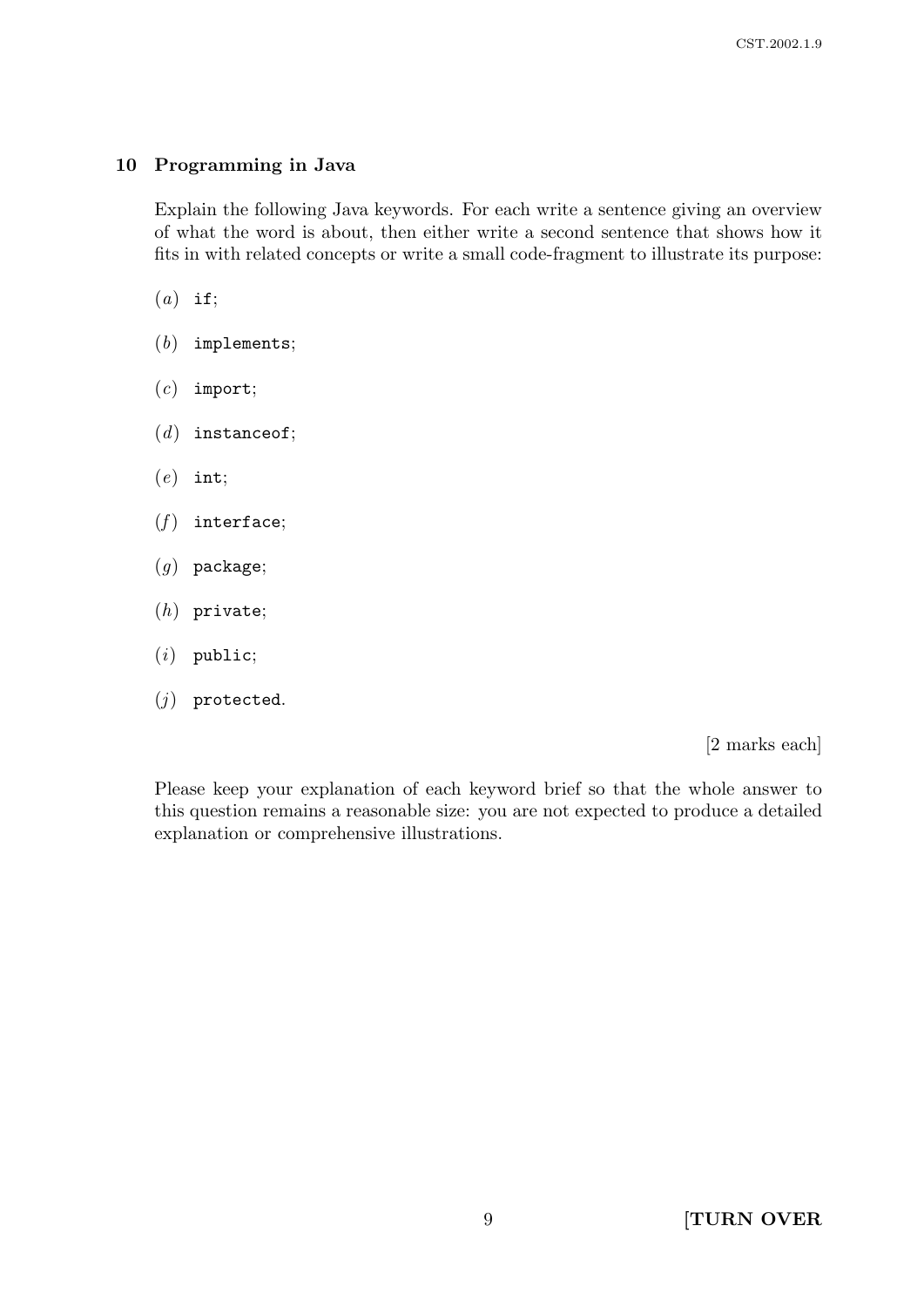## 10 Programming in Java

Explain the following Java keywords. For each write a sentence giving an overview of what the word is about, then either write a second sentence that shows how it fits in with related concepts or write a small code-fragment to illustrate its purpose:

(*a*) `if`;

(*b*) `implements`;

(*c*) `import`;

(*d*) `instanceof`;

(*e*) `int`;

(*f*) `interface`;

(*g*) `package`;

(*h*) `private`;

(*i*) `public`;

(*j*) `protected`.

[2 marks each]

Please keep your explanation of each keyword brief so that the whole answer to this question remains a reasonable size: you are not expected to produce a detailed explanation or comprehensive illustrations.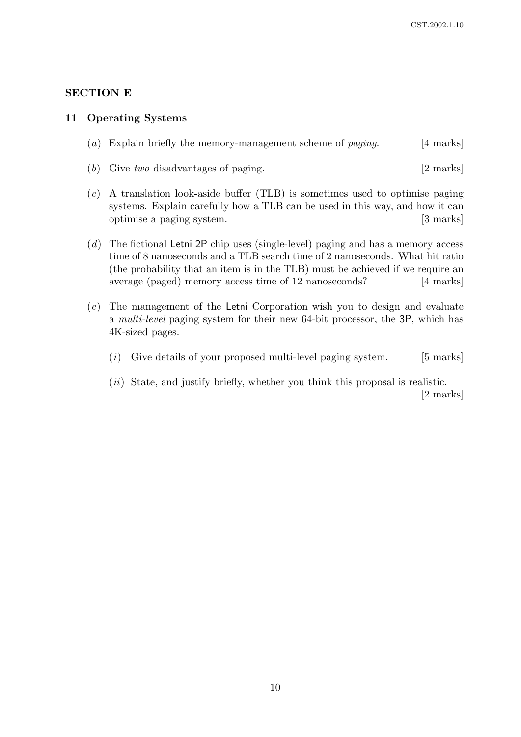## SECTION E

### 11 Operating Systems

(*a*) Explain briefly the memory-management scheme of *paging*. [4 marks]

(*b*) Give *two* disadvantages of paging. [2 marks]

(*c*) A translation look-aside buffer (TLB) is sometimes used to optimise paging systems. Explain carefully how a TLB can be used in this way, and how it can optimise a paging system. [3 marks]

(*d*) The fictional Letni 2P chip uses (single-level) paging and has a memory access time of 8 nanoseconds and a TLB search time of 2 nanoseconds. What hit ratio (the probability that an item is in the TLB) must be achieved if we require an average (paged) memory access time of 12 nanoseconds? [4 marks]

(*e*) The management of the Letni Corporation wish you to design and evaluate a *multi-level* paging system for their new 64-bit processor, the 3P, which has 4K-sized pages.

(*i*) Give details of your proposed multi-level paging system. [5 marks]

(*ii*) State, and justify briefly, whether you think this proposal is realistic. [2 marks]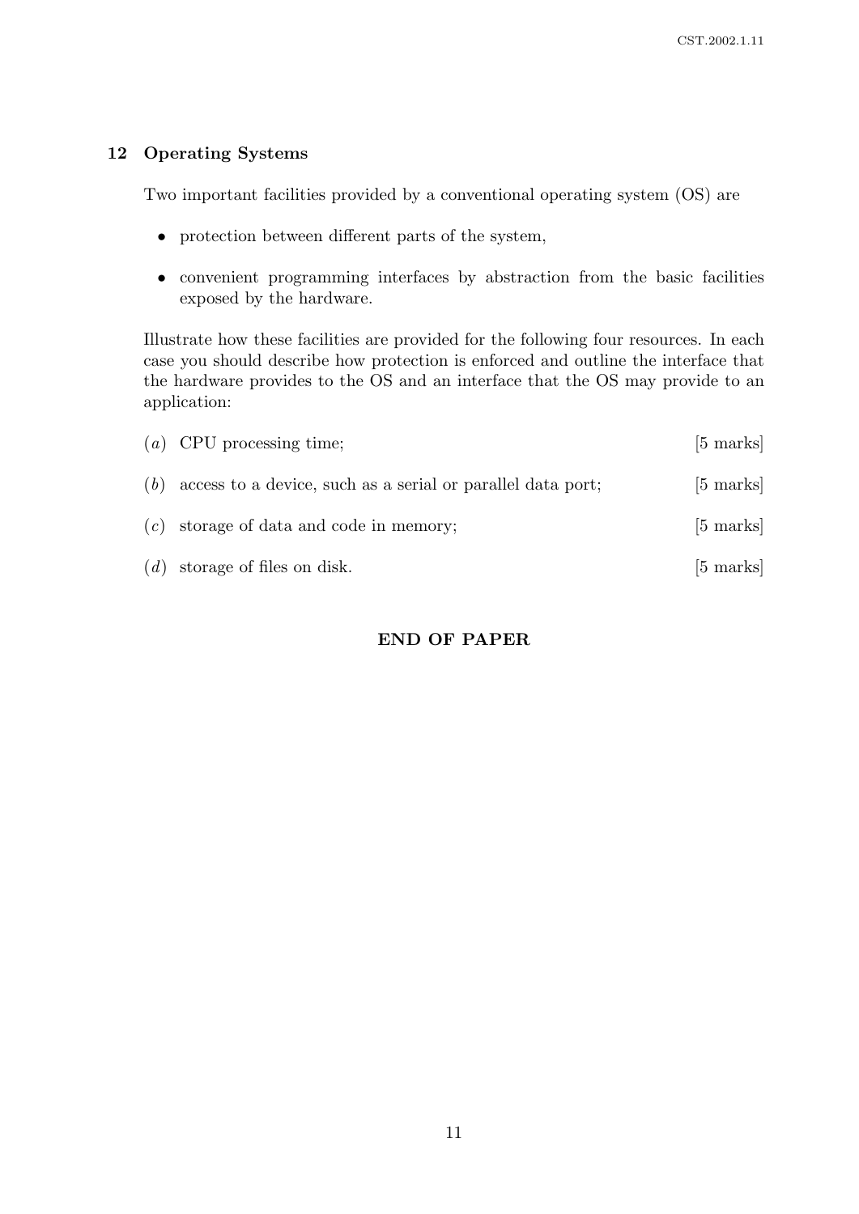## 12 Operating Systems

Two important facilities provided by a conventional operating system (OS) are

- protection between different parts of the system,
- convenient programming interfaces by abstraction from the basic facilities exposed by the hardware.

Illustrate how these facilities are provided for the following four resources. In each case you should describe how protection is enforced and outline the interface that the hardware provides to the OS and an interface that the OS may provide to an application:

(*a*) CPU processing time; [5 marks]

(*b*) access to a device, such as a serial or parallel data port; [5 marks]

(*c*) storage of data and code in memory; [5 marks]

(*d*) storage of files on disk. [5 marks]

**END OF PAPER**